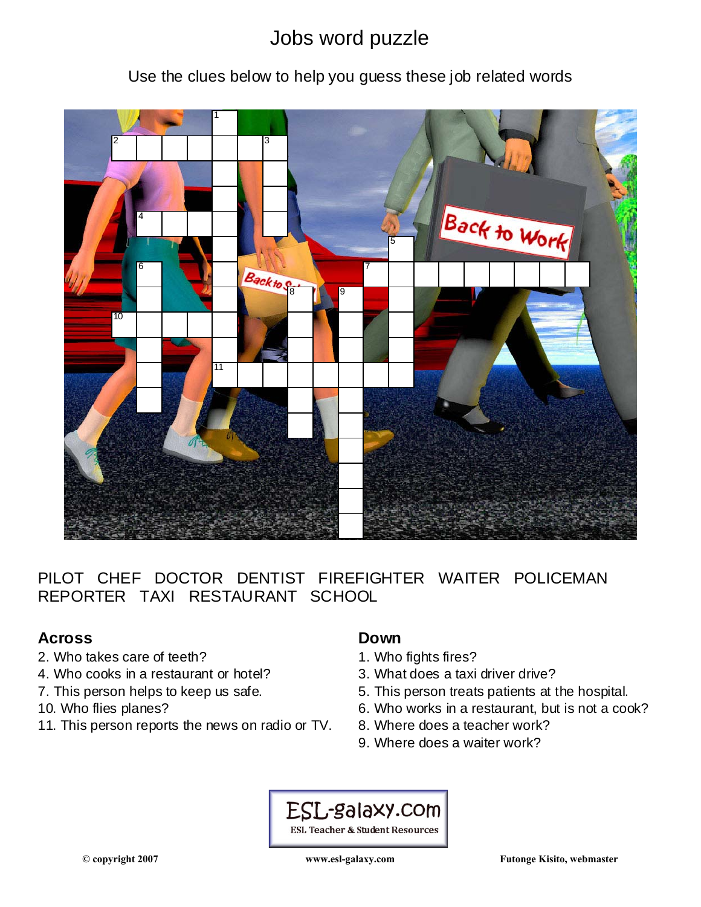# Jobs word puzzle

Use the clues below to help you guess these job related words

PILOT CHEF DOCTOR DENTIST FIREFIGHTER WAITER POLICEMAN REPORTER TAXI RESTAURANT SCHOOL

## Across

2. Who takes care of teeth?
4. Who cooks in a restaurant or hotel?
7. This person helps to keep us safe.
10. Who flies planes?
11. This person reports the news on radio or TV.

## Down

1. Who fights fires?
3. What does a taxi driver drive?
5. This person treats patients at the hospital.
6. Who works in a restaurant, but is not a cook?
8. Where does a teacher work?
9. Where does a waiter work?

ESL-galaxy.com
ESL Teacher & Student Resources

© copyright 2007 www.esl-galaxy.com Futonge Kisito, webmaster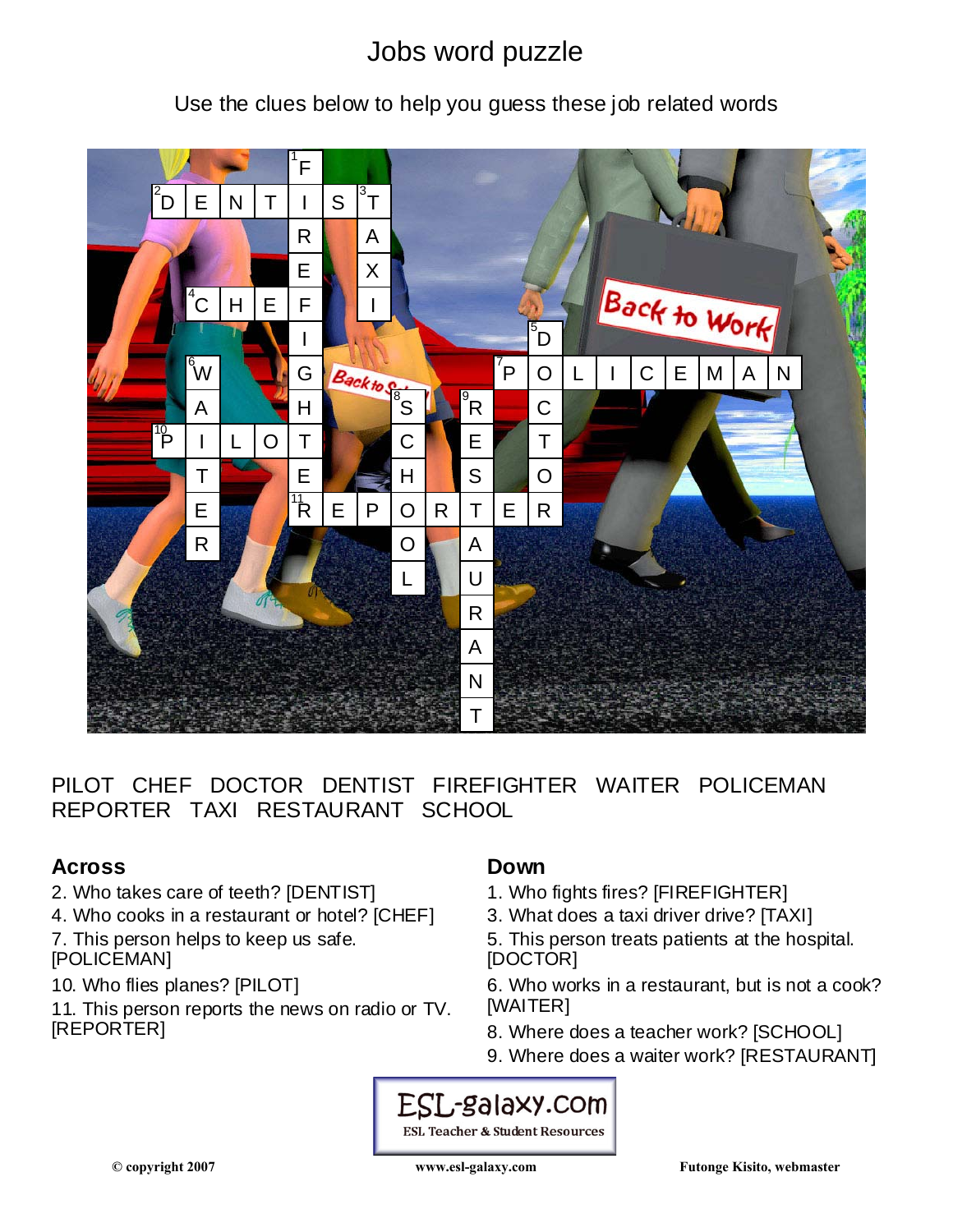# Jobs word puzzle

Use the clues below to help you guess these job related words

PILOT CHEF DOCTOR DENTIST FIREFIGHTER WAITER POLICEMAN REPORTER TAXI RESTAURANT SCHOOL

## Across

2. Who takes care of teeth? [DENTIST]
4. Who cooks in a restaurant or hotel? [CHEF]
7. This person helps to keep us safe. [POLICEMAN]
10. Who flies planes? [PILOT]
11. This person reports the news on radio or TV. [REPORTER]

## Down

1. Who fights fires? [FIREFIGHTER]
3. What does a taxi driver drive? [TAXI]
5. This person treats patients at the hospital. [DOCTOR]
6. Who works in a restaurant, but is not a cook? [WAITER]
8. Where does a teacher work? [SCHOOL]
9. Where does a waiter work? [RESTAURANT]

ESL-galaxy.com
ESL Teacher & Student Resources

© copyright 2007 www.esl-galaxy.com Futonge Kisito, webmaster